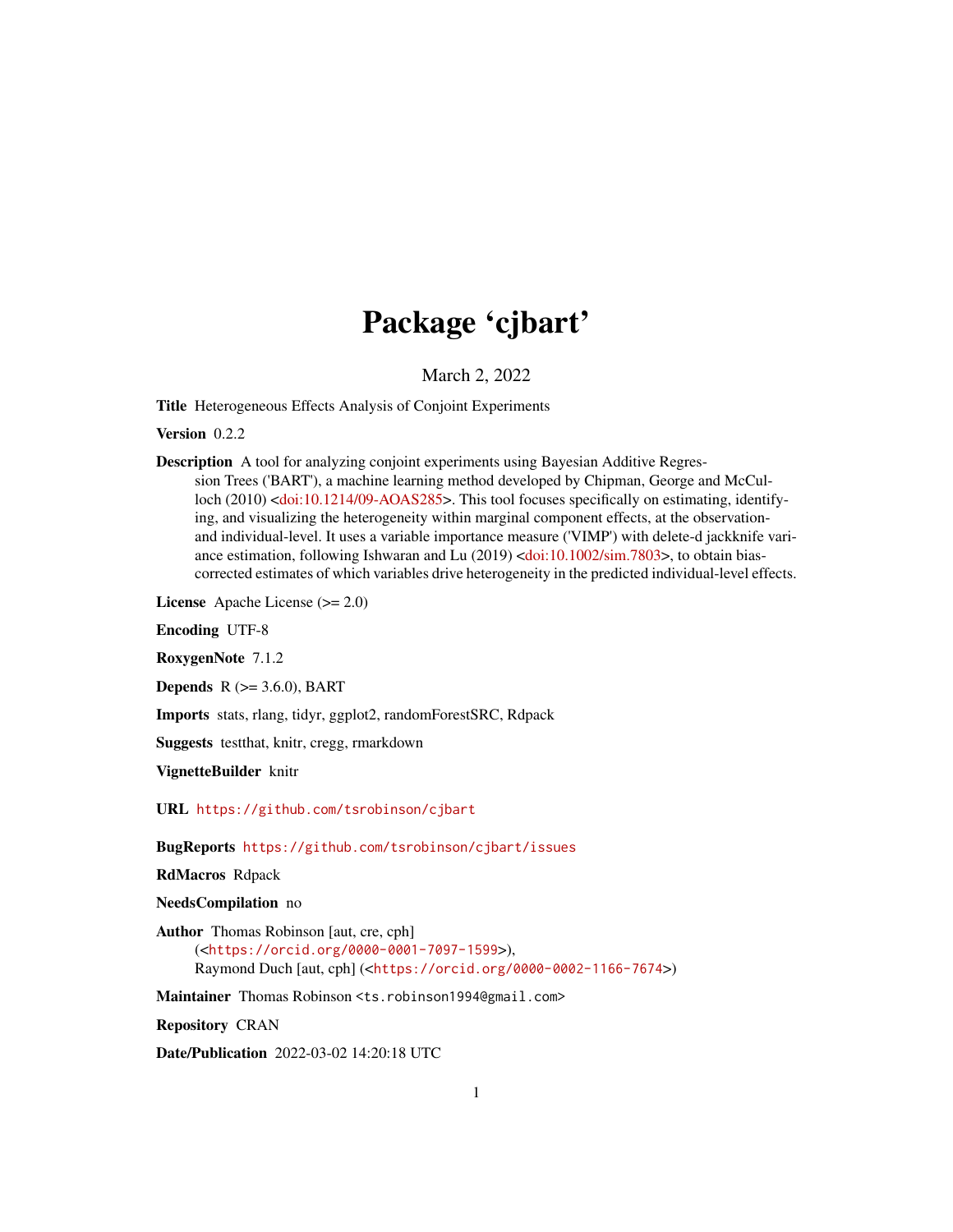# Package 'cjbart'

March 2, 2022

**Title** Heterogeneous Effects Analysis of Conjoint Experiments

**Version** 0.2.2

**Description** A tool for analyzing conjoint experiments using Bayesian Additive Regression Trees ('BART'), a machine learning method developed by Chipman, George and McCulloch (2010) <doi:10.1214/09-AOAS285>. This tool focuses specifically on estimating, identifying, and visualizing the heterogeneity within marginal component effects, at the observation- and individual-level. It uses a variable importance measure ('VIMP') with delete-d jackknife variance estimation, following Ishwaran and Lu (2019) <doi:10.1002/sim.7803>, to obtain bias-corrected estimates of which variables drive heterogeneity in the predicted individual-level effects.

**License** Apache License (>= 2.0)

**Encoding** UTF-8

**RoxygenNote** 7.1.2

**Depends** R (>= 3.6.0), BART

**Imports** stats, rlang, tidyr, ggplot2, randomForestSRC, Rdpack

**Suggests** testthat, knitr, cregg, rmarkdown

**VignetteBuilder** knitr

**URL** https://github.com/tsrobinson/cjbart

**BugReports** https://github.com/tsrobinson/cjbart/issues

**RdMacros** Rdpack

**NeedsCompilation** no

**Author** Thomas Robinson [aut, cre, cph] (<https://orcid.org/0000-0001-7097-1599>), Raymond Duch [aut, cph] (<https://orcid.org/0000-0002-1166-7674>)

**Maintainer** Thomas Robinson <ts.robinson1994@gmail.com>

**Repository** CRAN

**Date/Publication** 2022-03-02 14:20:18 UTC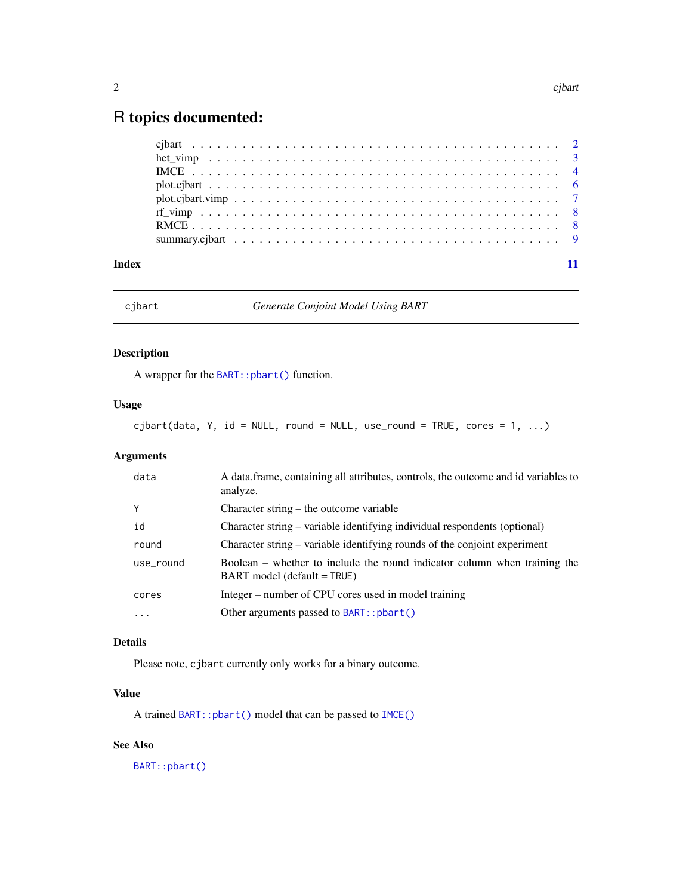# R topics documented:

- cjbart . . . . . . . . . . . . . . . . . . . . . . . . . . . . . . . . . . . . . . . . 2
- het_vimp . . . . . . . . . . . . . . . . . . . . . . . . . . . . . . . . . . . . . . . 3
- IMCE . . . . . . . . . . . . . . . . . . . . . . . . . . . . . . . . . . . . . . . . . 4
- plot.cjbart . . . . . . . . . . . . . . . . . . . . . . . . . . . . . . . . . . . . . 6
- plot.cjbart.vimp . . . . . . . . . . . . . . . . . . . . . . . . . . . . . . . . . . 7
- rf_vimp . . . . . . . . . . . . . . . . . . . . . . . . . . . . . . . . . . . . . . . 8
- RMCE . . . . . . . . . . . . . . . . . . . . . . . . . . . . . . . . . . . . . . . . . 8
- summary.cjbart . . . . . . . . . . . . . . . . . . . . . . . . . . . . . . . . . . . 9

**Index** 11

---

## cjbart — *Generate Conjoint Model Using BART*

### Description

A wrapper for the `BART::pbart()` function.

### Usage

```
cjbart(data, Y, id = NULL, round = NULL, use_round = TRUE, cores = 1, ...)
```

### Arguments

| | |
|---|---|
| `data` | A data.frame, containing all attributes, controls, the outcome and id variables to analyze. |
| `Y` | Character string – the outcome variable |
| `id` | Character string – variable identifying individual respondents (optional) |
| `round` | Character string – variable identifying rounds of the conjoint experiment |
| `use_round` | Boolean – whether to include the round indicator column when training the BART model (default = `TRUE`) |
| `cores` | Integer – number of CPU cores used in model training |
| `...` | Other arguments passed to `BART::pbart()` |

### Details

Please note, `cjbart` currently only works for a binary outcome.

### Value

A trained `BART::pbart()` model that can be passed to `IMCE()`

### See Also

`BART::pbart()`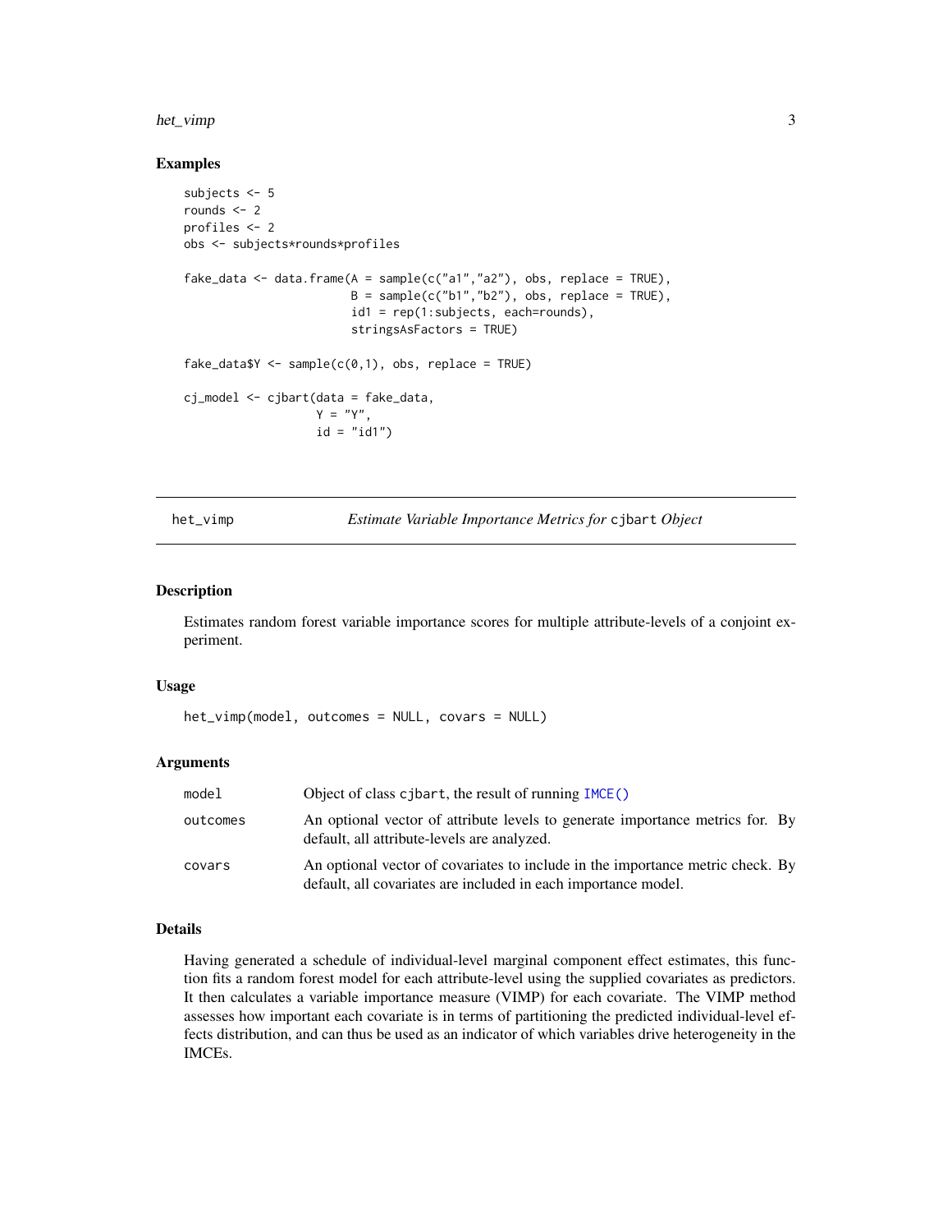## Examples

```
subjects <- 5
rounds <- 2
profiles <- 2
obs <- subjects*rounds*profiles

fake_data <- data.frame(A = sample(c("a1","a2"), obs, replace = TRUE),
                        B = sample(c("b1","b2"), obs, replace = TRUE),
                        id1 = rep(1:subjects, each=rounds),
                        stringsAsFactors = TRUE)

fake_data$Y <- sample(c(0,1), obs, replace = TRUE)

cj_model <- cjbart(data = fake_data,
                   Y = "Y",
                   id = "id1")
```

---

# het_vimp — *Estimate Variable Importance Metrics for* `cjbart` *Object*

## Description

Estimates random forest variable importance scores for multiple attribute-levels of a conjoint experiment.

## Usage

```
het_vimp(model, outcomes = NULL, covars = NULL)
```

## Arguments

| | |
|---|---|
| `model` | Object of class `cjbart`, the result of running `IMCE()` |
| `outcomes` | An optional vector of attribute levels to generate importance metrics for. By default, all attribute-levels are analyzed. |
| `covars` | An optional vector of covariates to include in the importance metric check. By default, all covariates are included in each importance model. |

## Details

Having generated a schedule of individual-level marginal component effect estimates, this function fits a random forest model for each attribute-level using the supplied covariates as predictors. It then calculates a variable importance measure (VIMP) for each covariate. The VIMP method assesses how important each covariate is in terms of partitioning the predicted individual-level effects distribution, and can thus be used as an indicator of which variables drive heterogeneity in the IMCEs.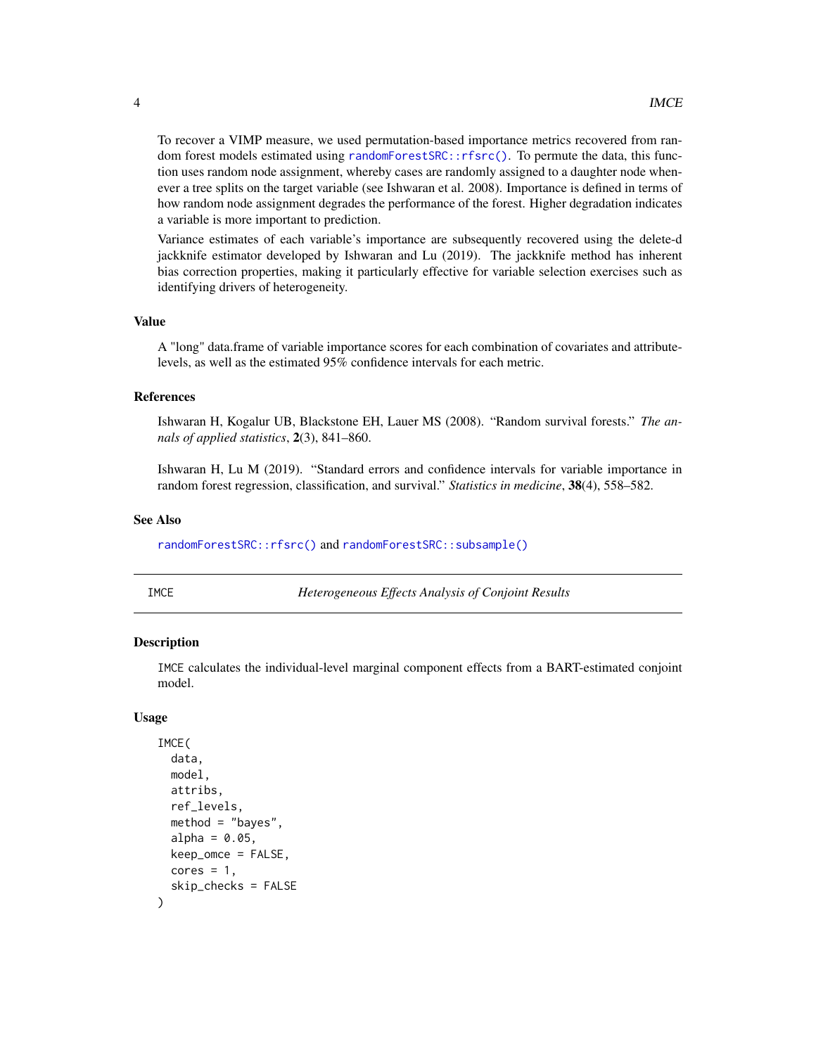To recover a VIMP measure, we used permutation-based importance metrics recovered from random forest models estimated using `randomForestSRC::rfsrc()`. To permute the data, this function uses random node assignment, whereby cases are randomly assigned to a daughter node whenever a tree splits on the target variable (see Ishwaran et al. 2008). Importance is defined in terms of how random node assignment degrades the performance of the forest. Higher degradation indicates a variable is more important to prediction.

Variance estimates of each variable's importance are subsequently recovered using the delete-d jackknife estimator developed by Ishwaran and Lu (2019). The jackknife method has inherent bias correction properties, making it particularly effective for variable selection exercises such as identifying drivers of heterogeneity.

### Value

A "long" data.frame of variable importance scores for each combination of covariates and attribute-levels, as well as the estimated 95% confidence intervals for each metric.

### References

Ishwaran H, Kogalur UB, Blackstone EH, Lauer MS (2008). "Random survival forests." *The annals of applied statistics*, **2**(3), 841–860.

Ishwaran H, Lu M (2019). "Standard errors and confidence intervals for variable importance in random forest regression, classification, and survival." *Statistics in medicine*, **38**(4), 558–582.

### See Also

`randomForestSRC::rfsrc()` and `randomForestSRC::subsample()`

---

## IMCE — *Heterogeneous Effects Analysis of Conjoint Results*

### Description

`IMCE` calculates the individual-level marginal component effects from a BART-estimated conjoint model.

### Usage

```
IMCE(
  data,
  model,
  attribs,
  ref_levels,
  method = "bayes",
  alpha = 0.05,
  keep_omce = FALSE,
  cores = 1,
  skip_checks = FALSE
)
```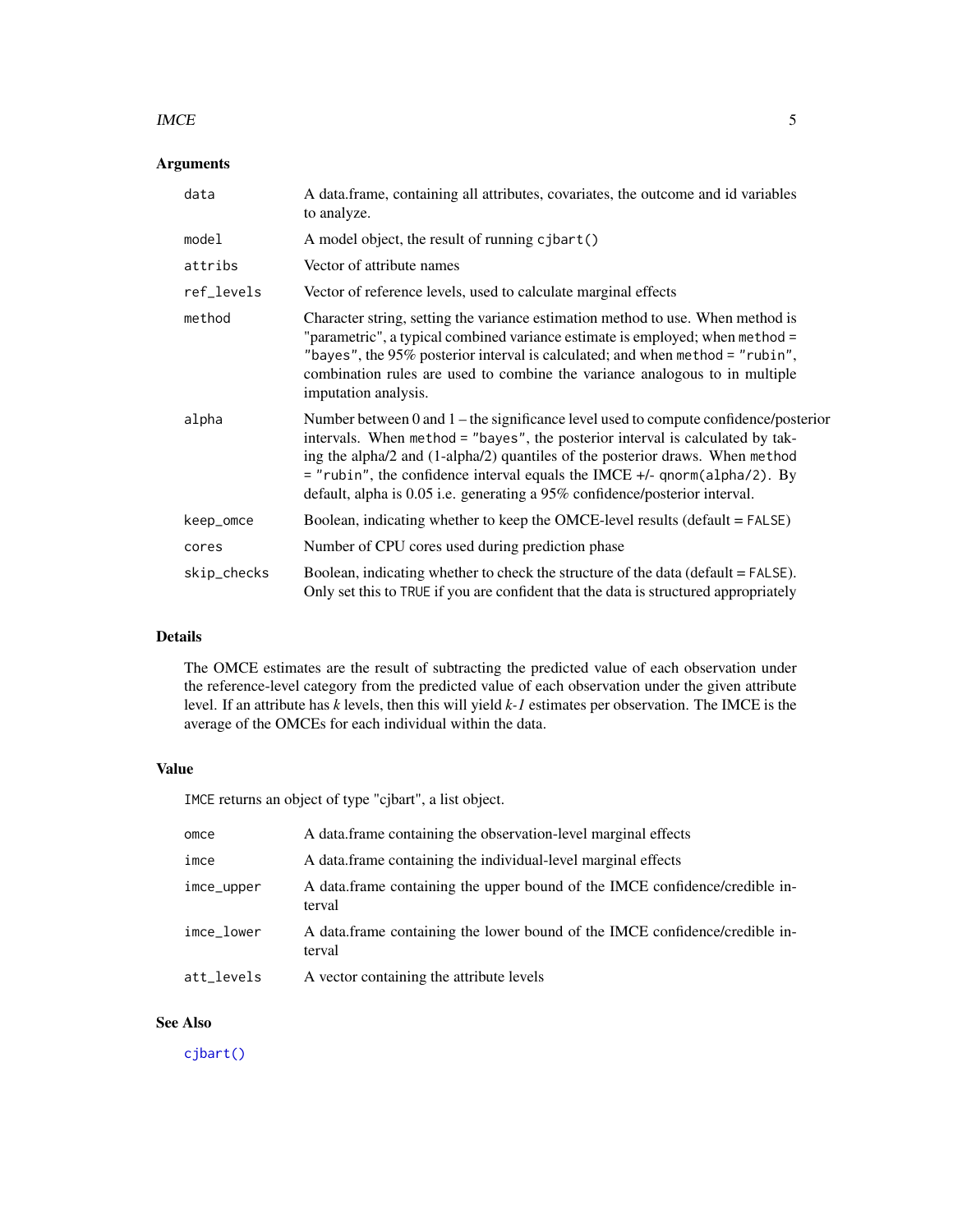### Arguments

| | |
|---|---|
| `data` | A data.frame, containing all attributes, covariates, the outcome and id variables to analyze. |
| `model` | A model object, the result of running `cjbart()` |
| `attribs` | Vector of attribute names |
| `ref_levels` | Vector of reference levels, used to calculate marginal effects |
| `method` | Character string, setting the variance estimation method to use. When method is "parametric", a typical combined variance estimate is employed; when `method = "bayes"`, the 95% posterior interval is calculated; and when `method = "rubin"`, combination rules are used to combine the variance analogous to in multiple imputation analysis. |
| `alpha` | Number between 0 and 1 – the significance level used to compute confidence/posterior intervals. When `method = "bayes"`, the posterior interval is calculated by taking the alpha/2 and (1-alpha/2) quantiles of the posterior draws. When `method = "rubin"`, the confidence interval equals the IMCE +/- `qnorm(alpha/2)`. By default, alpha is 0.05 i.e. generating a 95% confidence/posterior interval. |
| `keep_omce` | Boolean, indicating whether to keep the OMCE-level results (default = `FALSE`) |
| `cores` | Number of CPU cores used during prediction phase |
| `skip_checks` | Boolean, indicating whether to check the structure of the data (default = `FALSE`). Only set this to `TRUE` if you are confident that the data is structured appropriately |

### Details

The OMCE estimates are the result of subtracting the predicted value of each observation under the reference-level category from the predicted value of each observation under the given attribute level. If an attribute has $k$ levels, then this will yield $k-1$ estimates per observation. The IMCE is the average of the OMCEs for each individual within the data.

### Value

`IMCE` returns an object of type "cjbart", a list object.

| | |
|---|---|
| `omce` | A data.frame containing the observation-level marginal effects |
| `imce` | A data.frame containing the individual-level marginal effects |
| `imce_upper` | A data.frame containing the upper bound of the IMCE confidence/credible interval |
| `imce_lower` | A data.frame containing the lower bound of the IMCE confidence/credible interval |
| `att_levels` | A vector containing the attribute levels |

### See Also

`cjbart()`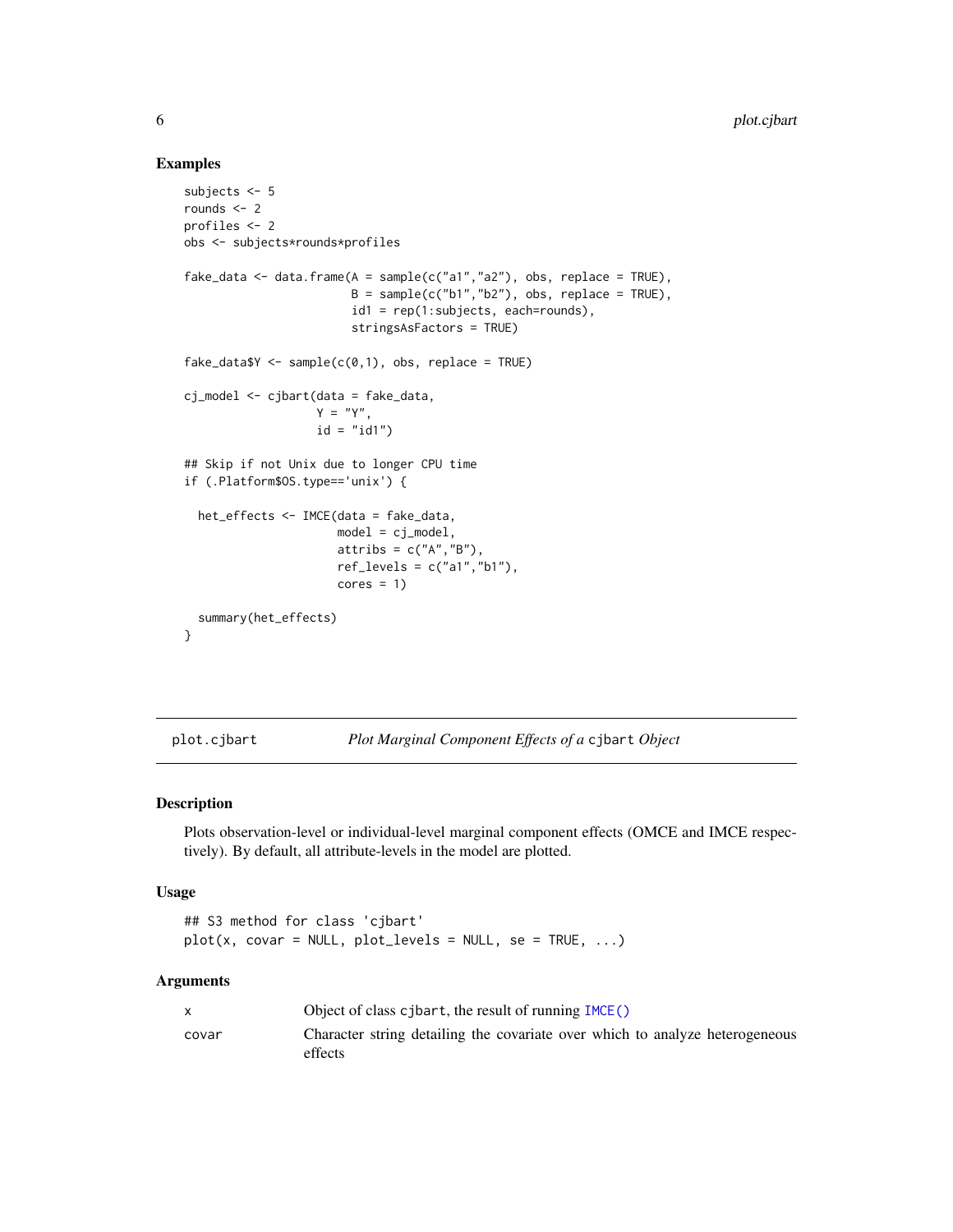### Examples

```
subjects <- 5
rounds <- 2
profiles <- 2
obs <- subjects*rounds*profiles

fake_data <- data.frame(A = sample(c("a1","a2"), obs, replace = TRUE),
                        B = sample(c("b1","b2"), obs, replace = TRUE),
                        id1 = rep(1:subjects, each=rounds),
                        stringsAsFactors = TRUE)

fake_data$Y <- sample(c(0,1), obs, replace = TRUE)

cj_model <- cjbart(data = fake_data,
                   Y = "Y",
                   id = "id1")

## Skip if not Unix due to longer CPU time
if (.Platform$OS.type=='unix') {

  het_effects <- IMCE(data = fake_data,
                      model = cj_model,
                      attribs = c("A","B"),
                      ref_levels = c("a1","b1"),
                      cores = 1)

  summary(het_effects)
}
```

---

## plot.cjbart — *Plot Marginal Component Effects of a* `cjbart` *Object*

### Description

Plots observation-level or individual-level marginal component effects (OMCE and IMCE respectively). By default, all attribute-levels in the model are plotted.

### Usage

```
## S3 method for class 'cjbart'
plot(x, covar = NULL, plot_levels = NULL, se = TRUE, ...)
```

### Arguments

| | |
|---|---|
| x | Object of class `cjbart`, the result of running `IMCE()` |
| covar | Character string detailing the covariate over which to analyze heterogeneous effects |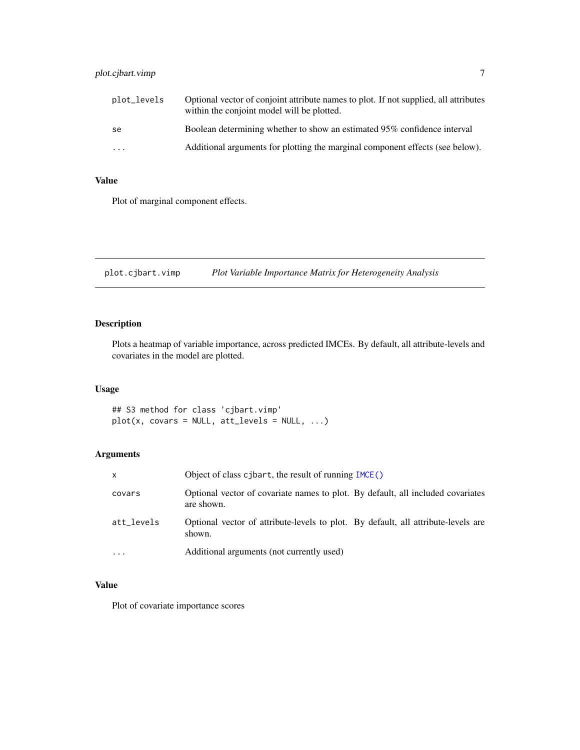| | |
|---|---|
| `plot_levels` | Optional vector of conjoint attribute names to plot. If not supplied, all attributes within the conjoint model will be plotted. |
| `se` | Boolean determining whether to show an estimated 95% confidence interval |
| `...` | Additional arguments for plotting the marginal component effects (see below). |

### Value

Plot of marginal component effects.

---

## `plot.cjbart.vimp` *Plot Variable Importance Matrix for Heterogeneity Analysis*

---

### Description

Plots a heatmap of variable importance, across predicted IMCEs. By default, all attribute-levels and covariates in the model are plotted.

### Usage

```
## S3 method for class 'cjbart.vimp'
plot(x, covars = NULL, att_levels = NULL, ...)
```

### Arguments

| | |
|---|---|
| `x` | Object of class `cjbart`, the result of running `IMCE()` |
| `covars` | Optional vector of covariate names to plot. By default, all included covariates are shown. |
| `att_levels` | Optional vector of attribute-levels to plot. By default, all attribute-levels are shown. |
| `...` | Additional arguments (not currently used) |

### Value

Plot of covariate importance scores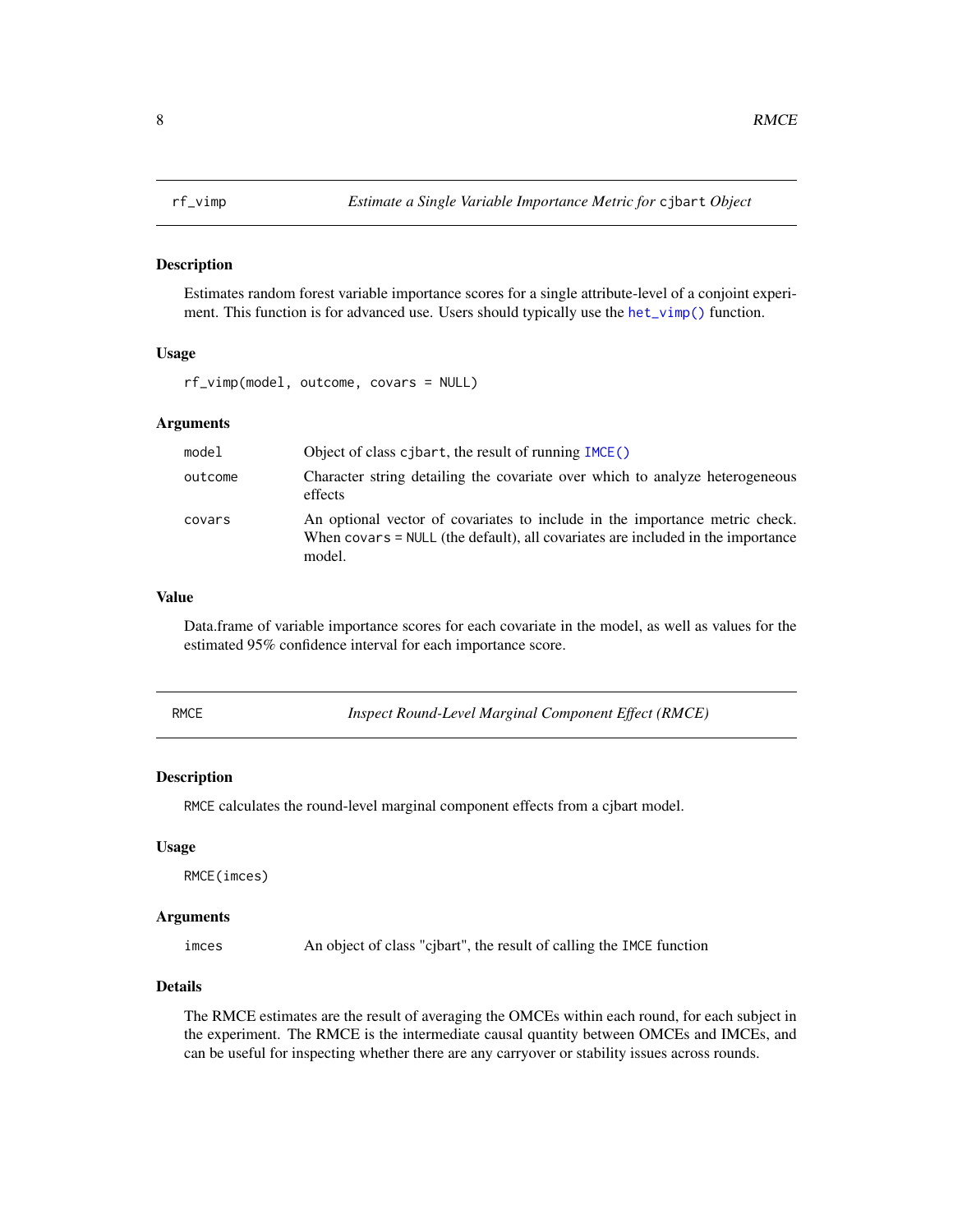## rf_vimp — *Estimate a Single Variable Importance Metric for* cjbart *Object*

### Description

Estimates random forest variable importance scores for a single attribute-level of a conjoint experiment. This function is for advanced use. Users should typically use the het_vimp() function.

### Usage

```
rf_vimp(model, outcome, covars = NULL)
```

### Arguments

| | |
|---|---|
| model | Object of class cjbart, the result of running IMCE() |
| outcome | Character string detailing the covariate over which to analyze heterogeneous effects |
| covars | An optional vector of covariates to include in the importance metric check. When covars = NULL (the default), all covariates are included in the importance model. |

### Value

Data.frame of variable importance scores for each covariate in the model, as well as values for the estimated 95% confidence interval for each importance score.

## RMCE — *Inspect Round-Level Marginal Component Effect (RMCE)*

### Description

RMCE calculates the round-level marginal component effects from a cjbart model.

### Usage

```
RMCE(imces)
```

### Arguments

| | |
|---|---|
| imces | An object of class "cjbart", the result of calling the IMCE function |

### Details

The RMCE estimates are the result of averaging the OMCEs within each round, for each subject in the experiment. The RMCE is the intermediate causal quantity between OMCEs and IMCEs, and can be useful for inspecting whether there are any carryover or stability issues across rounds.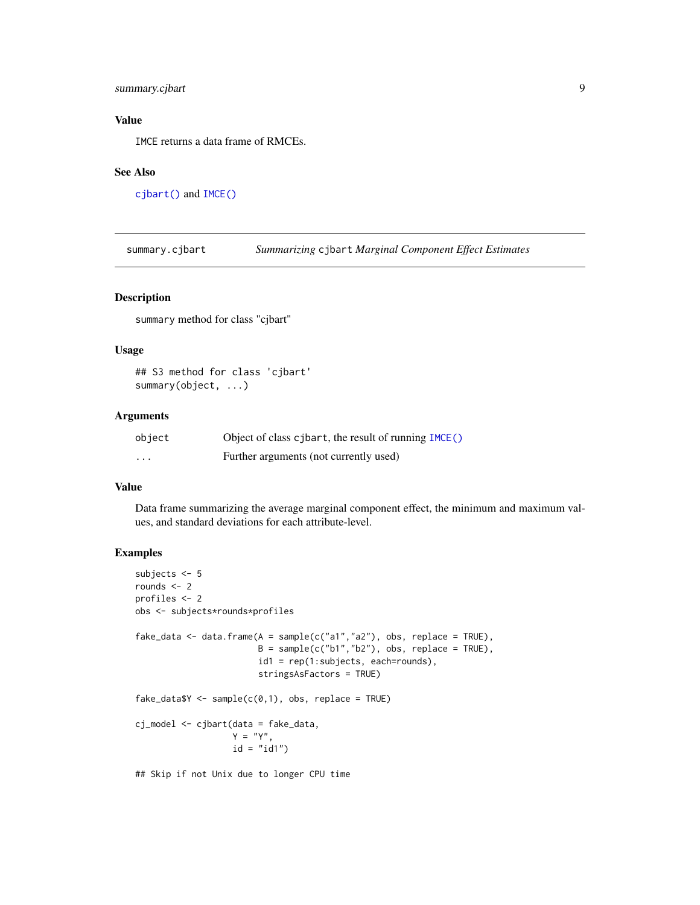### Value

IMCE returns a data frame of RMCEs.

### See Also

cjbart() and IMCE()

---

## summary.cjbart — *Summarizing* cjbart *Marginal Component Effect Estimates*

---

### Description

summary method for class "cjbart"

### Usage

```
## S3 method for class 'cjbart'
summary(object, ...)
```

### Arguments

| | |
|---|---|
| object | Object of class cjbart, the result of running IMCE() |
| ... | Further arguments (not currently used) |

### Value

Data frame summarizing the average marginal component effect, the minimum and maximum values, and standard deviations for each attribute-level.

### Examples

```
subjects <- 5
rounds <- 2
profiles <- 2
obs <- subjects*rounds*profiles

fake_data <- data.frame(A = sample(c("a1","a2"), obs, replace = TRUE),
                        B = sample(c("b1","b2"), obs, replace = TRUE),
                        id1 = rep(1:subjects, each=rounds),
                        stringsAsFactors = TRUE)

fake_data$Y <- sample(c(0,1), obs, replace = TRUE)

cj_model <- cjbart(data = fake_data,
                   Y = "Y",
                   id = "id1")

## Skip if not Unix due to longer CPU time
```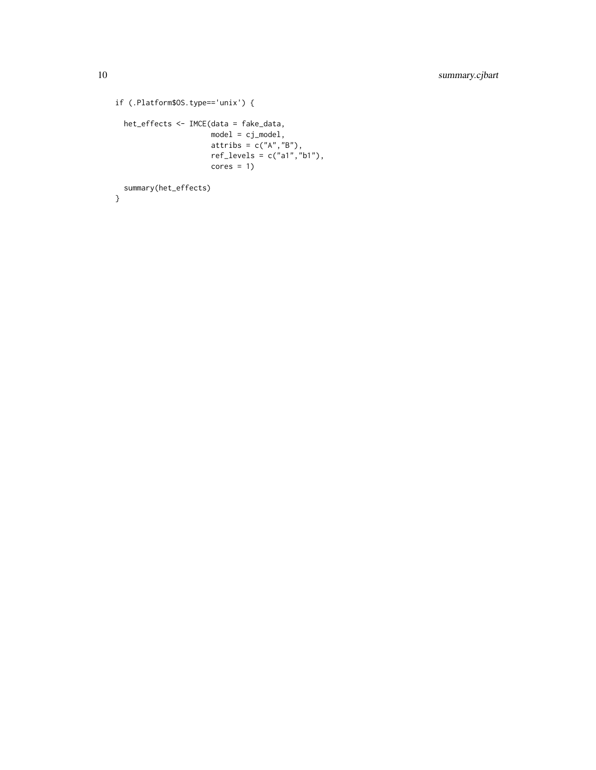```
if (.Platform$OS.type=='unix') {

  het_effects <- IMCE(data = fake_data,
                      model = cj_model,
                      attribs = c("A","B"),
                      ref_levels = c("a1","b1"),
                      cores = 1)

  summary(het_effects)
}
```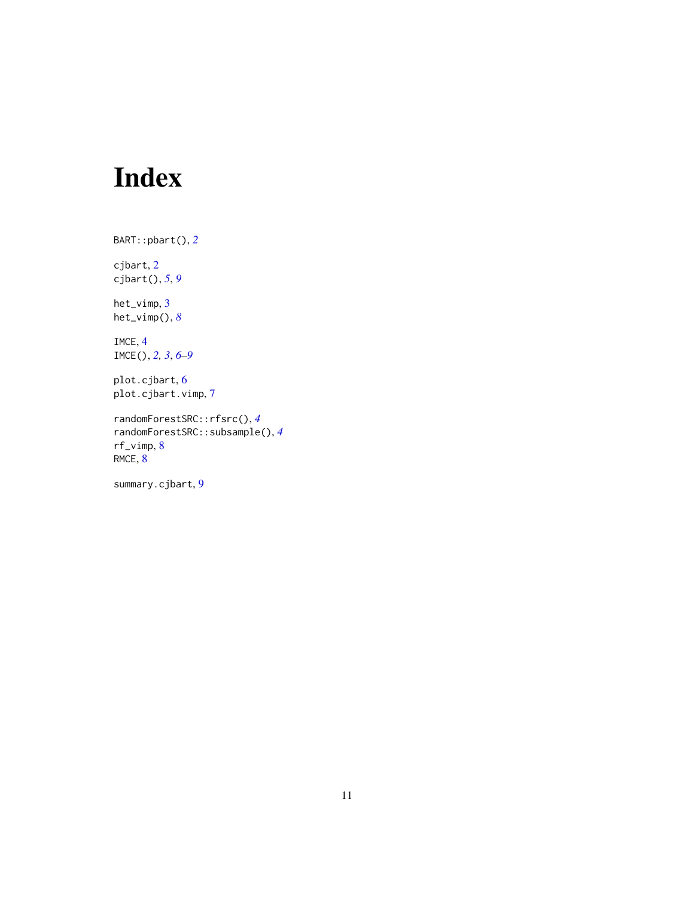# Index

BART::pbart(), *2*

cjbart, 2
cjbart(), *5*, *9*

het_vimp, 3
het_vimp(), *8*

IMCE, 4
IMCE(), *2, 3*, *6–9*

plot.cjbart, 6
plot.cjbart.vimp, 7

randomForestSRC::rfsrc(), *4*
randomForestSRC::subsample(), *4*
rf_vimp, 8
RMCE, 8

summary.cjbart, 9